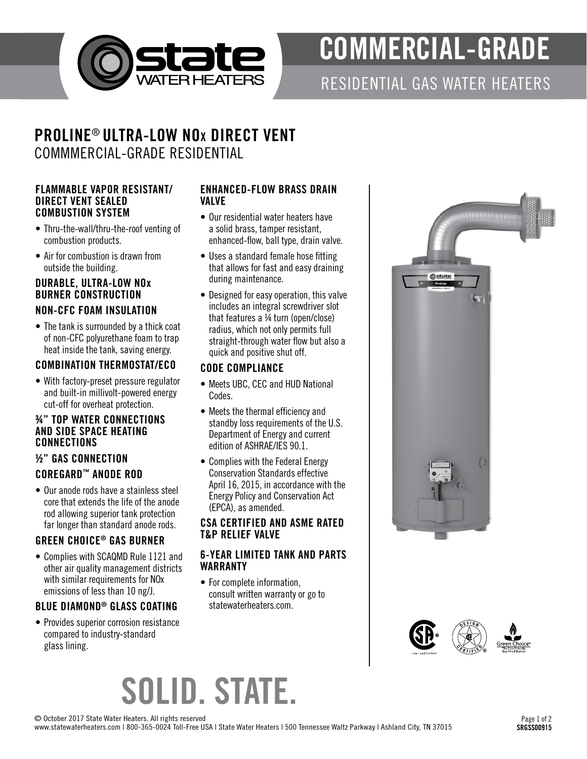# COMMERCIAL-GRADE

RESIDENTIAL GAS WATER HEATERS

## PROLINE® ULTRA-LOW NOx DIRECT VENT

COMMMERCIAL-GRADE RESIDENTIAL

### FLAMMABLE VAPOR RESISTANT/ DIRECT VENT SEALED COMBUSTION SYSTEM

- Thru-the-wall/thru-the-roof venting of combustion products.
- Air for combustion is drawn from outside the building.

### DURABLE, ULTRA-LOW NOx BURNER CONSTRUCTION

### NON-CFC FOAM INSULATION

- The tank is surrounded by a thick coat of non-CFC polyurethane foam to trap heat inside the tank, saving energy.

### COMBINATION THERMOSTAT/ECO

- With factory-preset pressure regulator and built-in millivolt-powered energy cut-off for overheat protection.

### ¾" TOP WATER CONNECTIONS AND SIDE SPACE HEATING CONNECTIONS

### ½" GAS CONNECTION

### COREGARD™ ANODE ROD

- Our anode rods have a stainless steel core that extends the life of the anode rod allowing superior tank protection far longer than standard anode rods.

### GREEN CHOICE® GAS BURNER

- Complies with SCAQMD Rule 1121 and other air quality management districts with similar requirements for NOx emissions of less than 10 ng/J.

### BLUE DIAMOND® GLASS COATING

- Provides superior corrosion resistance compared to industry-standard glass lining.

### ENHANCED-FLOW BRASS DRAIN VALVE

- Our residential water heaters have a solid brass, tamper resistant, enhanced-flow, ball type, drain valve.
- Uses a standard female hose fitting that allows for fast and easy draining during maintenance.
- Designed for easy operation, this valve includes an integral screwdriver slot that features a ¼ turn (open/close) radius, which not only permits full straight-through water flow but also a quick and positive shut off.

### CODE COMPLIANCE

- Meets UBC, CEC and HUD National Codes.
- Meets the thermal efficiency and standby loss requirements of the U.S. Department of Energy and current edition of ASHRAE/IES 90.1.
- Complies with the Federal Energy Conservation Standards effective April 16, 2015, in accordance with the Energy Policy and Conservation Act (EPCA), as amended.

### CSA CERTIFIED AND ASME RATED T&P RELIEF VALVE

### 6-YEAR LIMITED TANK AND PARTS WARRANTY

- For complete information, consult written warranty or go to statewaterheaters.com.

# SOLID. STATE.

© October 2017 State Water Heaters. All rights reserved
www.statewaterheaters.com | 800-365-0024 Toll-Free USA | State Water Heaters | 500 Tennessee Waltz Parkway | Ashland City, TN 37015

SRGSS00915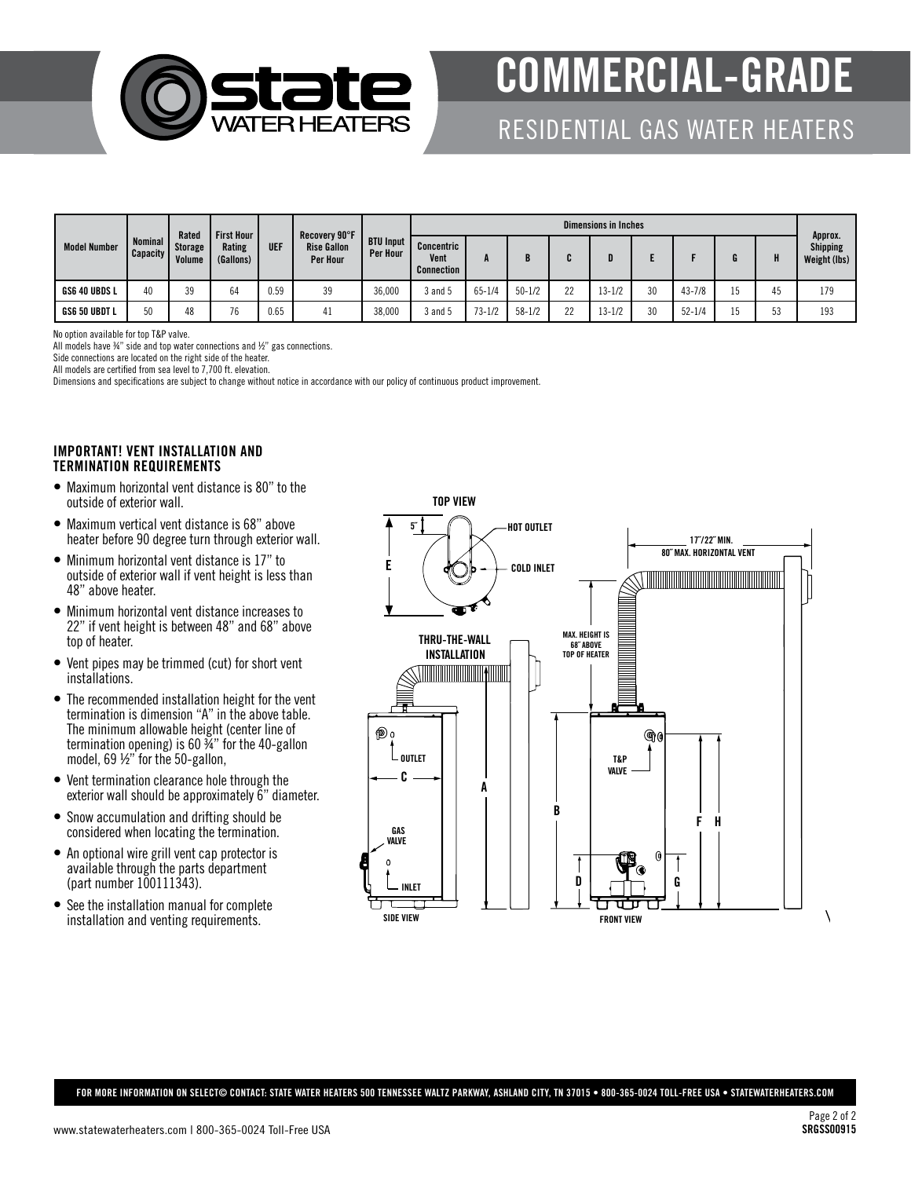# COMMERCIAL-GRADE

## RESIDENTIAL GAS WATER HEATERS

| Model Number | Nominal Capacity | Rated Storage Volume | First Hour Rating (Gallons) | UEF | Recovery 90°F Rise Gallon Per Hour | BTU Input Per Hour | Dimensions in Inches | | | | | | | | | | Approx. Shipping Weight (lbs) |
|---|---|---|---|---|---|---|---|---|---|---|---|---|---|---|---|---|---|
| | | | | | | | Concentric Vent Connection | A | B | C | D | E | F | G | H | |
| GS6 40 UBDS L | 40 | 39 | 64 | 0.59 | 39 | 36,000 | 3 and 5 | 65-1/4 | 50-1/2 | 22 | 13-1/2 | 30 | 43-7/8 | 15 | 45 | 179 |
| GS6 50 UBDT L | 50 | 48 | 76 | 0.65 | 41 | 38,000 | 3 and 5 | 73-1/2 | 58-1/2 | 22 | 13-1/2 | 30 | 52-1/4 | 15 | 53 | 193 |

No option available for top T&P valve.
All models have ¾" side and top water connections and ½" gas connections.
Side connections are located on the right side of the heater.
All models are certified from sea level to 7,700 ft. elevation.
Dimensions and specifications are subject to change without notice in accordance with our policy of continuous product improvement.

### IMPORTANT! VENT INSTALLATION AND TERMINATION REQUIREMENTS

- Maximum horizontal vent distance is 80" to the outside of exterior wall.
- Maximum vertical vent distance is 68" above heater before 90 degree turn through exterior wall.
- Minimum horizontal vent distance is 17" to outside of exterior wall if vent height is less than 48" above heater.
- Minimum horizontal vent distance increases to 22" if vent height is between 48" and 68" above top of heater.
- Vent pipes may be trimmed (cut) for short vent installations.
- The recommended installation height for the vent termination is dimension "A" in the above table. The minimum allowable height (center line of termination opening) is 60 ¾" for the 40-gallon model, 69 ½" for the 50-gallon,
- Vent termination clearance hole through the exterior wall should be approximately 6" diameter.
- Snow accumulation and drifting should be considered when locating the termination.
- An optional wire grill vent cap protector is available through the parts department (part number 100111343).
- See the installation manual for complete installation and venting requirements.

TOP VIEW
5"
E
HOT OUTLET
COLD INLET
THRU-THE-WALL INSTALLATION
17"/22" MIN.
80" MAX. HORIZONTAL VENT
MAX. HEIGHT IS 68" ABOVE TOP OF HEATER
OUTLET
C
A
GAS VALVE
INLET
SIDE VIEW
T&P VALVE
B
D
G
F
H
FRONT VIEW

FOR MORE INFORMATION ON SELECT© CONTACT: STATE WATER HEATERS 500 TENNESSEE WALTZ PARKWAY, ASHLAND CITY, TN 37015 • 800-365-0024 TOLL-FREE USA • STATEWATERHEATERS.COM

www.statewaterheaters.com | 800-365-0024 Toll-Free USA

SRGSS00915